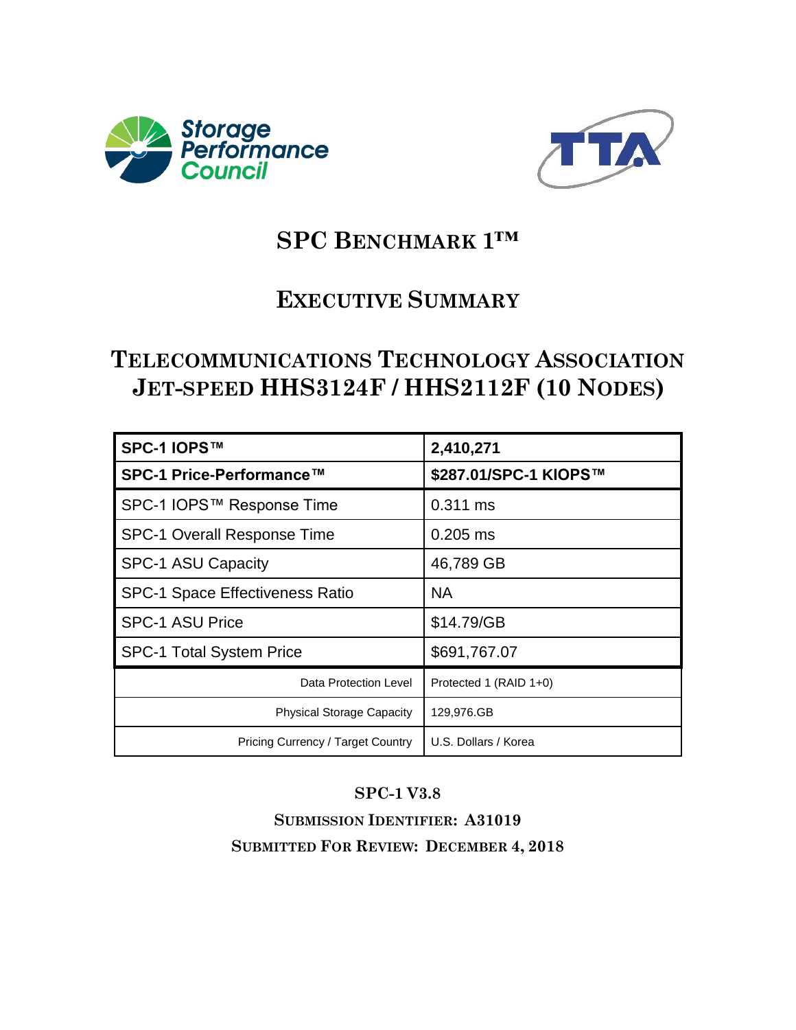# SPC BENCHMARK 1™

## EXECUTIVE SUMMARY

## TELECOMMUNICATIONS TECHNOLOGY ASSOCIATION JET-SPEED HHS3124F / HHS2112F (10 NODES)

| | |
|---|---|
| **SPC-1 IOPS™** | **2,410,271** |
| **SPC-1 Price-Performance™** | **$287.01/SPC-1 KIOPS™** |
| SPC-1 IOPS™ Response Time | 0.311 ms |
| SPC-1 Overall Response Time | 0.205 ms |
| SPC-1 ASU Capacity | 46,789 GB |
| SPC-1 Space Effectiveness Ratio | NA |
| SPC-1 ASU Price | $14.79/GB |
| SPC-1 Total System Price | $691,767.07 |
| Data Protection Level | Protected 1 (RAID 1+0) |
| Physical Storage Capacity | 129,976.GB |
| Pricing Currency / Target Country | U.S. Dollars / Korea |

**SPC-1 V3.8**

**SUBMISSION IDENTIFIER: A31019**

**SUBMITTED FOR REVIEW: DECEMBER 4, 2018**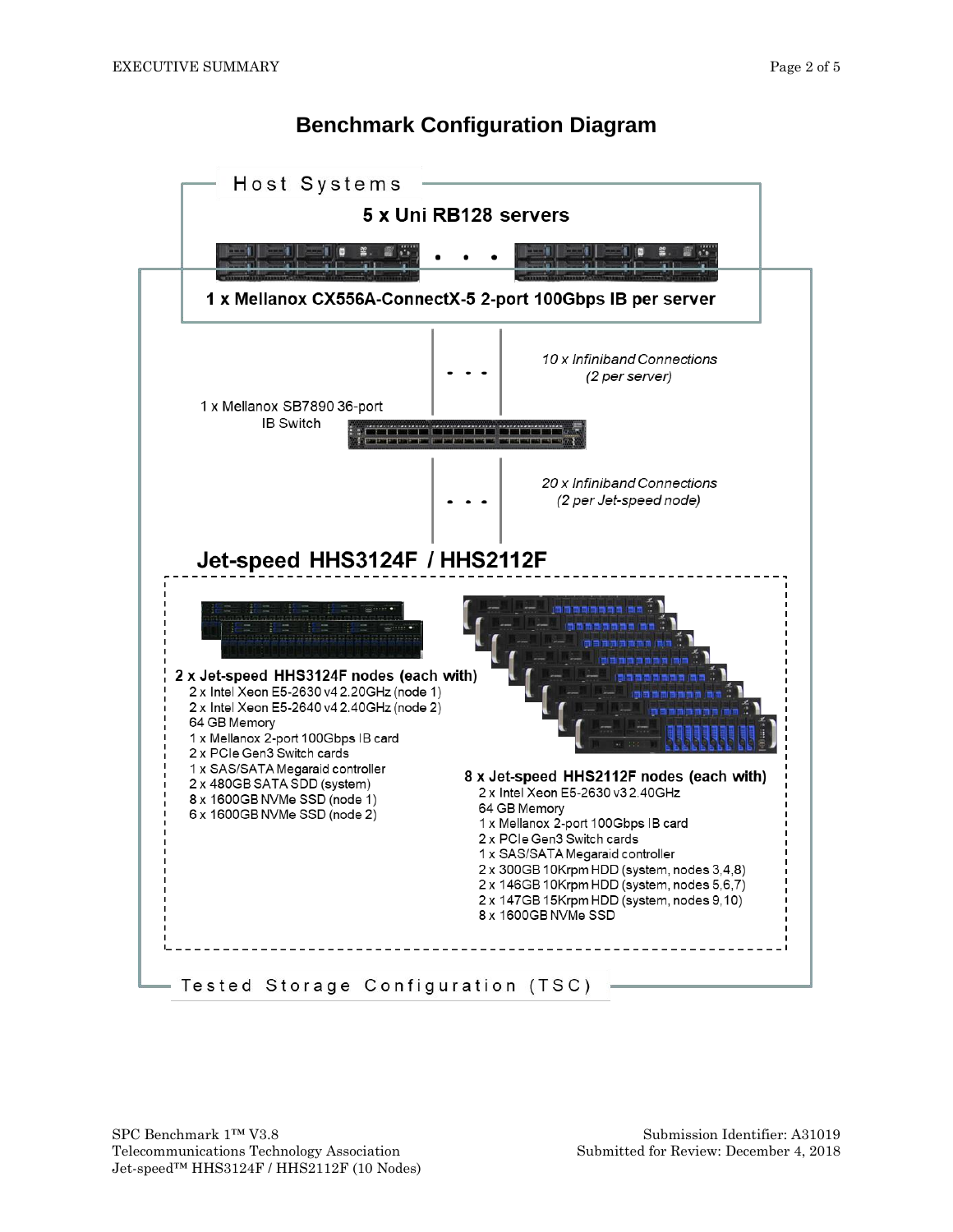# Benchmark Configuration Diagram

**Host Systems**

**5 x Uni RB128 servers**

**1 x Mellanox CX556A-ConnectX-5 2-port 100Gbps IB per server**

*10 x Infiniband Connections (2 per server)*

1 x Mellanox SB7890 36-port IB Switch

*20 x Infiniband Connections (2 per Jet-speed node)*

**Jet-speed HHS3124F / HHS2112F**

**2 x Jet-speed HHS3124F nodes (each with)**

- 2 x Intel Xeon E5-2630 v4 2.20GHz (node 1)
- 2 x Intel Xeon E5-2640 v4 2.40GHz (node 2)
- 64 GB Memory
- 1 x Mellanox 2-port 100Gbps IB card
- 2 x PCIe Gen3 Switch cards
- 1 x SAS/SATA Megaraid controller
- 2 x 480GB SATA SDD (system)
- 8 x 1600GB NVMe SSD (node 1)
- 6 x 1600GB NVMe SSD (node 2)

**8 x Jet-speed HHS2112F nodes (each with)**

- 2 x Intel Xeon E5-2630 v3 2.40GHz
- 64 GB Memory
- 1 x Mellanox 2-port 100Gbps IB card
- 2 x PCIe Gen3 Switch cards
- 1 x SAS/SATA Megaraid controller
- 2 x 300GB 10Krpm HDD (system, nodes 3,4,8)
- 2 x 146GB 10Krpm HDD (system, nodes 5,6,7)
- 2 x 147GB 15Krpm HDD (system, nodes 9,10)
- 8 x 1600GB NVMe SSD

**Tested Storage Configuration (TSC)**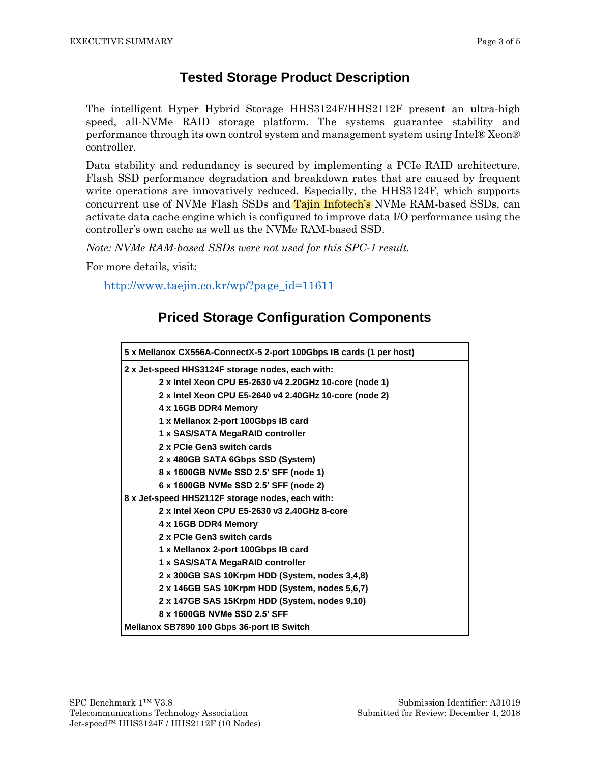## Tested Storage Product Description

The intelligent Hyper Hybrid Storage HHS3124F/HHS2112F present an ultra-high speed, all-NVMe RAID storage platform. The systems guarantee stability and performance through its own control system and management system using Intel® Xeon® controller.

Data stability and redundancy is secured by implementing a PCIe RAID architecture. Flash SSD performance degradation and breakdown rates that are caused by frequent write operations are innovatively reduced. Especially, the HHS3124F, which supports concurrent use of NVMe Flash SSDs and Tajin Infotech's NVMe RAM-based SSDs, can activate data cache engine which is configured to improve data I/O performance using the controller's own cache as well as the NVMe RAM-based SSD.

*Note: NVMe RAM-based SSDs were not used for this SPC-1 result.*

For more details, visit:

http://www.taejin.co.kr/wp/?page_id=11611

## Priced Storage Configuration Components

| **5 x Mellanox CX556A-ConnectX-5 2-port 100Gbps IB cards (1 per host)** |
|---|
| **2 x Jet-speed HHS3124F storage nodes, each with:**<br>**2 x Intel Xeon CPU E5-2630 v4 2.20GHz 10-core (node 1)**<br>**2 x Intel Xeon CPU E5-2640 v4 2.40GHz 10-core (node 2)**<br>**4 x 16GB DDR4 Memory**<br>**1 x Mellanox 2-port 100Gbps IB card**<br>**1 x SAS/SATA MegaRAID controller**<br>**2 x PCIe Gen3 switch cards**<br>**2 x 480GB SATA 6Gbps SSD (System)**<br>**8 x 1600GB NVMe SSD 2.5' SFF (node 1)**<br>**6 x 1600GB NVMe SSD 2.5' SFF (node 2)**<br>**8 x Jet-speed HHS2112F storage nodes, each with:**<br>**2 x Intel Xeon CPU E5-2630 v3 2.40GHz 8-core**<br>**4 x 16GB DDR4 Memory**<br>**2 x PCIe Gen3 switch cards**<br>**1 x Mellanox 2-port 100Gbps IB card**<br>**1 x SAS/SATA MegaRAID controller**<br>**2 x 300GB SAS 10Krpm HDD (System, nodes 3,4,8)**<br>**2 x 146GB SAS 10Krpm HDD (System, nodes 5,6,7)**<br>**2 x 147GB SAS 15Krpm HDD (System, nodes 9,10)**<br>**8 x 1600GB NVMe SSD 2.5' SFF**<br>**Mellanox SB7890 100 Gbps 36-port IB Switch** |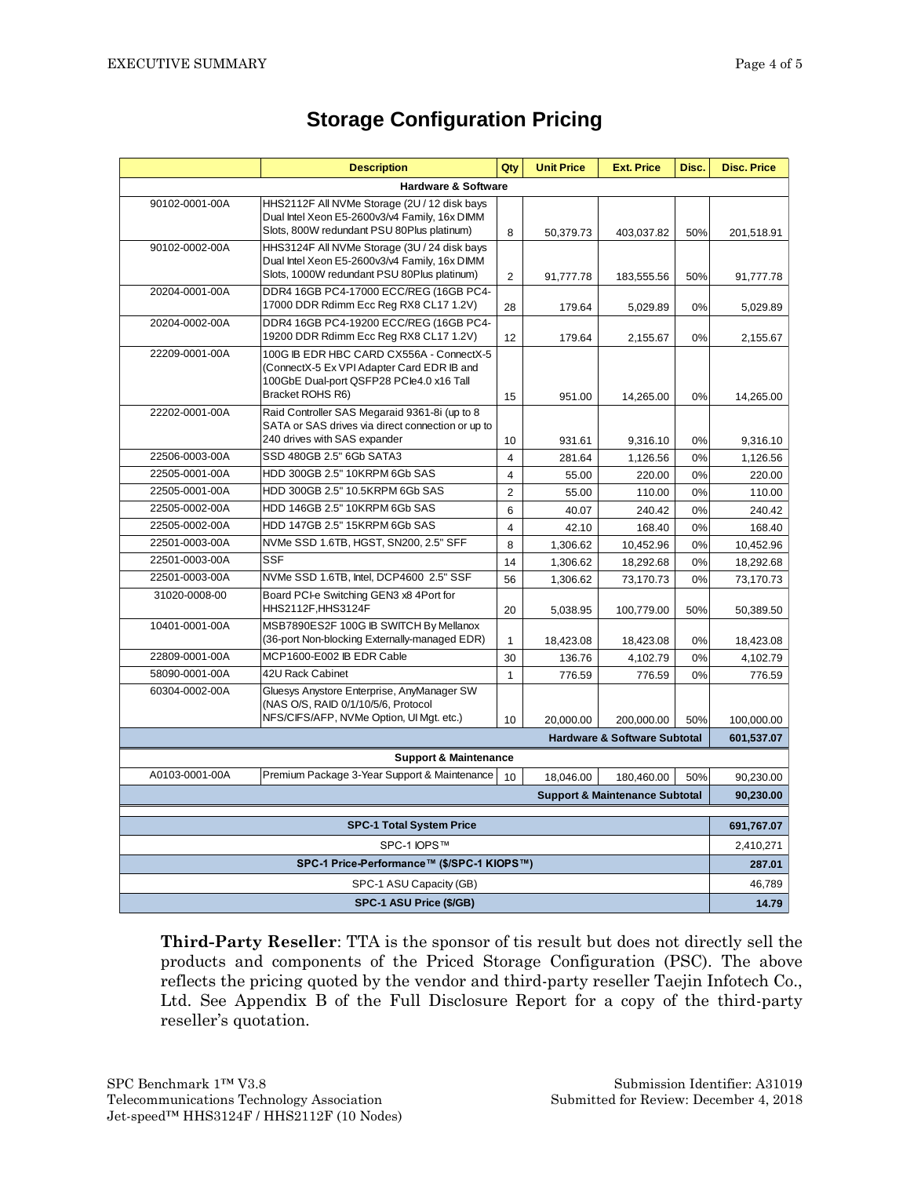# Storage Configuration Pricing

| | Description | Qty | Unit Price | Ext. Price | Disc. | Disc. Price |
|---|---|---|---|---|---|---|
| **Hardware & Software** | | | | | | |
| 90102-0001-00A | HHS2112F All NVMe Storage (2U / 12 disk bays Dual Intel Xeon E5-2600v3/v4 Family, 16x DIMM Slots, 800W redundant PSU 80Plus platinum) | 8 | 50,379.73 | 403,037.82 | 50% | 201,518.91 |
| 90102-0002-00A | HHS3124F All NVMe Storage (3U / 24 disk bays Dual Intel Xeon E5-2600v3/v4 Family, 16x DIMM Slots, 1000W redundant PSU 80Plus platinum) | 2 | 91,777.78 | 183,555.56 | 50% | 91,777.78 |
| 20204-0001-00A | DDR4 16GB PC4-17000 ECC/REG (16GB PC4-17000 DDR Rdimm Ecc Reg RX8 CL17 1.2V) | 28 | 179.64 | 5,029.89 | 0% | 5,029.89 |
| 20204-0002-00A | DDR4 16GB PC4-19200 ECC/REG (16GB PC4-19200 DDR Rdimm Ecc Reg RX8 CL17 1.2V) | 12 | 179.64 | 2,155.67 | 0% | 2,155.67 |
| 22209-0001-00A | 100G IB EDR HBC CARD CX556A - ConnectX-5 (ConnectX-5 Ex VPI Adapter Card EDR IB and 100GbE Dual-port QSFP28 PCIe4.0 x16 Tall Bracket ROHS R6) | 15 | 951.00 | 14,265.00 | 0% | 14,265.00 |
| 22202-0001-00A | Raid Controller SAS Megaraid 9361-8i (up to 8 SATA or SAS drives via direct connection or up to 240 drives with SAS expander | 10 | 931.61 | 9,316.10 | 0% | 9,316.10 |
| 22506-0003-00A | SSD 480GB 2.5" 6Gb SATA3 | 4 | 281.64 | 1,126.56 | 0% | 1,126.56 |
| 22505-0001-00A | HDD 300GB 2.5" 10KRPM 6Gb SAS | 4 | 55.00 | 220.00 | 0% | 220.00 |
| 22505-0001-00A | HDD 300GB 2.5" 10.5KRPM 6Gb SAS | 2 | 55.00 | 110.00 | 0% | 110.00 |
| 22505-0002-00A | HDD 146GB 2.5" 10KRPM 6Gb SAS | 6 | 40.07 | 240.42 | 0% | 240.42 |
| 22505-0002-00A | HDD 147GB 2.5" 15KRPM 6Gb SAS | 4 | 42.10 | 168.40 | 0% | 168.40 |
| 22501-0003-00A | NVMe SSD 1.6TB, HGST, SN200, 2.5" SFF | 8 | 1,306.62 | 10,452.96 | 0% | 10,452.96 |
| 22501-0003-00A | SSF | 14 | 1,306.62 | 18,292.68 | 0% | 18,292.68 |
| 22501-0003-00A | NVMe SSD 1.6TB, Intel, DCP4600 2.5" SSF | 56 | 1,306.62 | 73,170.73 | 0% | 73,170.73 |
| 31020-0008-00 | Board PCI-e Switching GEN3 x8 4Port for HHS2112F,HHS3124F | 20 | 5,038.95 | 100,779.00 | 50% | 50,389.50 |
| 10401-0001-00A | MSB7890ES2F 100G IB SWITCH By Mellanox (36-port Non-blocking Externally-managed EDR) | 1 | 18,423.08 | 18,423.08 | 0% | 18,423.08 |
| 22809-0001-00A | MCP1600-E002 IB EDR Cable | 30 | 136.76 | 4,102.79 | 0% | 4,102.79 |
| 58090-0001-00A | 42U Rack Cabinet | 1 | 776.59 | 776.59 | 0% | 776.59 |
| 60304-0002-00A | Gluesys Anystore Enterprise, AnyManager SW (NAS O/S, RAID 0/1/10/5/6, Protocol NFS/CIFS/AFP, NVMe Option, UI Mgt. etc.) | 10 | 20,000.00 | 200,000.00 | 50% | 100,000.00 |
| | | | | **Hardware & Software Subtotal** | | **601,537.07** |
| **Support & Maintenance** | | | | | | |
| A0103-0001-00A | Premium Package 3-Year Support & Maintenance | 10 | 18,046.00 | 180,460.00 | 50% | 90,230.00 |
| | | | | **Support & Maintenance Subtotal** | | **90,230.00** |
| **SPC-1 Total System Price** | | | | | | **691,767.07** |
| SPC-1 IOPS™ | | | | | | 2,410,271 |
| **SPC-1 Price-Performance™ ($/SPC-1 KIOPS™)** | | | | | | **287.01** |
| SPC-1 ASU Capacity (GB) | | | | | | 46,789 |
| **SPC-1 ASU Price ($/GB)** | | | | | | **14.79** |

**Third-Party Reseller**: TTA is the sponsor of tis result but does not directly sell the products and components of the Priced Storage Configuration (PSC). The above reflects the pricing quoted by the vendor and third-party reseller Taejin Infotech Co., Ltd. See Appendix B of the Full Disclosure Report for a copy of the third-party reseller's quotation.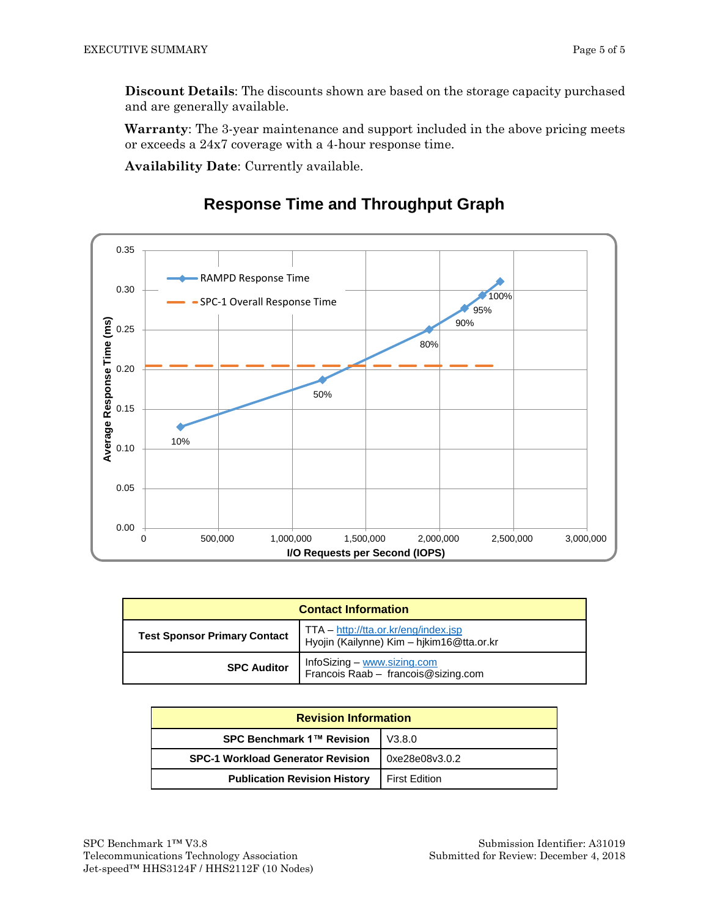**Discount Details**: The discounts shown are based on the storage capacity purchased and are generally available.

**Warranty**: The 3-year maintenance and support included in the above pricing meets or exceeds a 24x7 coverage with a 4-hour response time.

**Availability Date**: Currently available.

## Response Time and Throughput Graph

RAMPD Response Time
SPC-1 Overall Response Time

Average Response Time (ms)
0.00
0.05
0.10
0.15
0.20
0.25
0.30
0.35

I/O Requests per Second (IOPS)
0
500,000
1,000,000
1,500,000
2,000,000
2,500,000
3,000,000

10%
50%
80%
90%
95%
100%

| Contact Information | |
|---|---|
| **Test Sponsor Primary Contact** | TTA – http://tta.or.kr/eng/index.jsp<br>Hyojin (Kailynne) Kim – hjkim16@tta.or.kr |
| **SPC Auditor** | InfoSizing – www.sizing.com<br>Francois Raab – francois@sizing.com |

| Revision Information | |
|---|---|
| **SPC Benchmark 1™ Revision** | V3.8.0 |
| **SPC-1 Workload Generator Revision** | 0xe28e08v3.0.2 |
| **Publication Revision History** | First Edition |